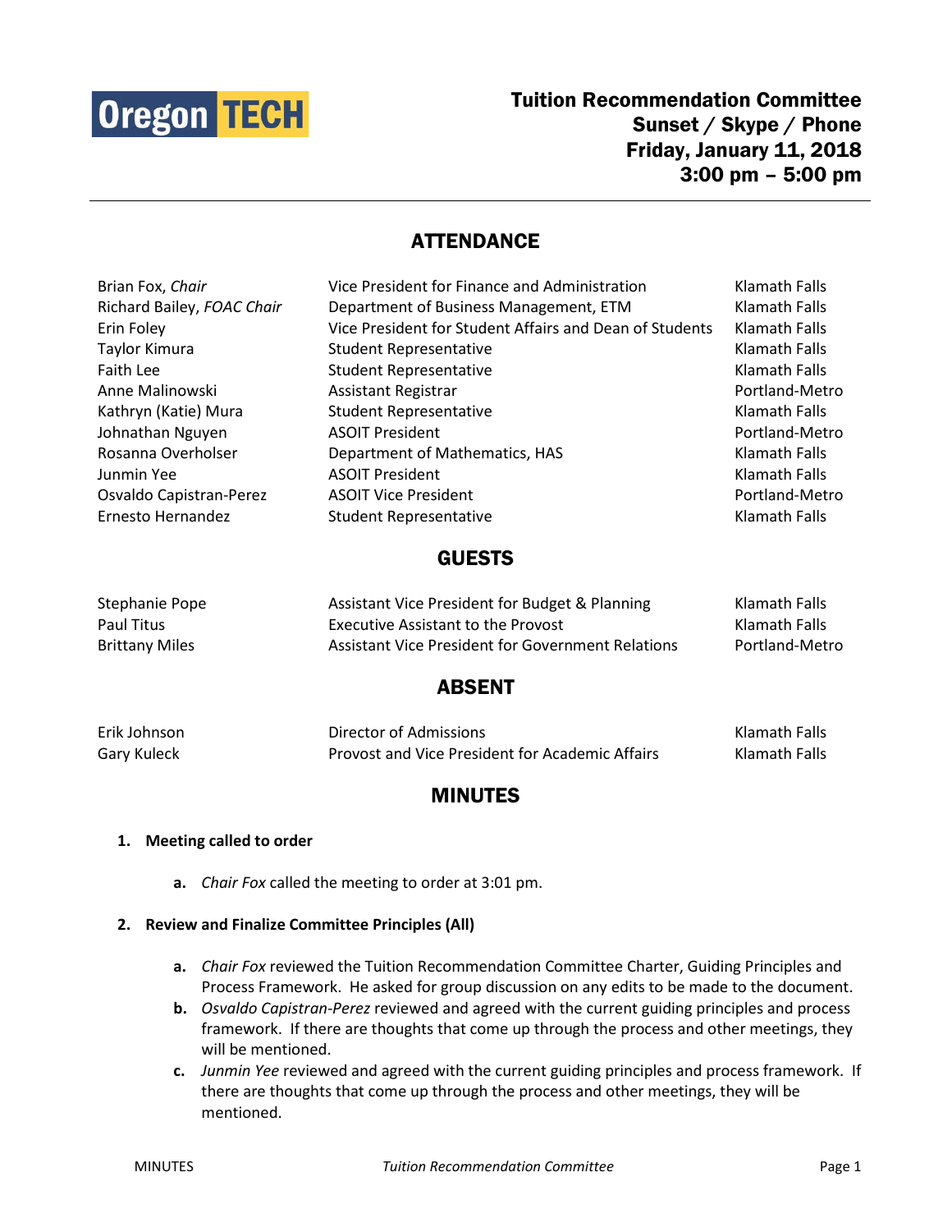Oregon TECH

# Tuition Recommendation Committee
**Sunset / Skype / Phone**
**Friday, January 11, 2018**
**3:00 pm – 5:00 pm**

## ATTENDANCE

| | | |
|---|---|---|
| Brian Fox, *Chair* | Vice President for Finance and Administration | Klamath Falls |
| Richard Bailey, *FOAC Chair* | Department of Business Management, ETM | Klamath Falls |
| Erin Foley | Vice President for Student Affairs and Dean of Students | Klamath Falls |
| Taylor Kimura | Student Representative | Klamath Falls |
| Faith Lee | Student Representative | Klamath Falls |
| Anne Malinowski | Assistant Registrar | Portland-Metro |
| Kathryn (Katie) Mura | Student Representative | Klamath Falls |
| Johnathan Nguyen | ASOIT President | Portland-Metro |
| Rosanna Overholser | Department of Mathematics, HAS | Klamath Falls |
| Junmin Yee | ASOIT President | Klamath Falls |
| Osvaldo Capistran-Perez | ASOIT Vice President | Portland-Metro |
| Ernesto Hernandez | Student Representative | Klamath Falls |

## GUESTS

| | | |
|---|---|---|
| Stephanie Pope | Assistant Vice President for Budget & Planning | Klamath Falls |
| Paul Titus | Executive Assistant to the Provost | Klamath Falls |
| Brittany Miles | Assistant Vice President for Government Relations | Portland-Metro |

## ABSENT

| | | |
|---|---|---|
| Erik Johnson | Director of Admissions | Klamath Falls |
| Gary Kuleck | Provost and Vice President for Academic Affairs | Klamath Falls |

## MINUTES

1. **Meeting called to order**
   - **a.** *Chair Fox* called the meeting to order at 3:01 pm.

2. **Review and Finalize Committee Principles (All)**
   - **a.** *Chair Fox* reviewed the Tuition Recommendation Committee Charter, Guiding Principles and Process Framework. He asked for group discussion on any edits to be made to the document.
   - **b.** *Osvaldo Capistran-Perez* reviewed and agreed with the current guiding principles and process framework. If there are thoughts that come up through the process and other meetings, they will be mentioned.
   - **c.** *Junmin Yee* reviewed and agreed with the current guiding principles and process framework. If there are thoughts that come up through the process and other meetings, they will be mentioned.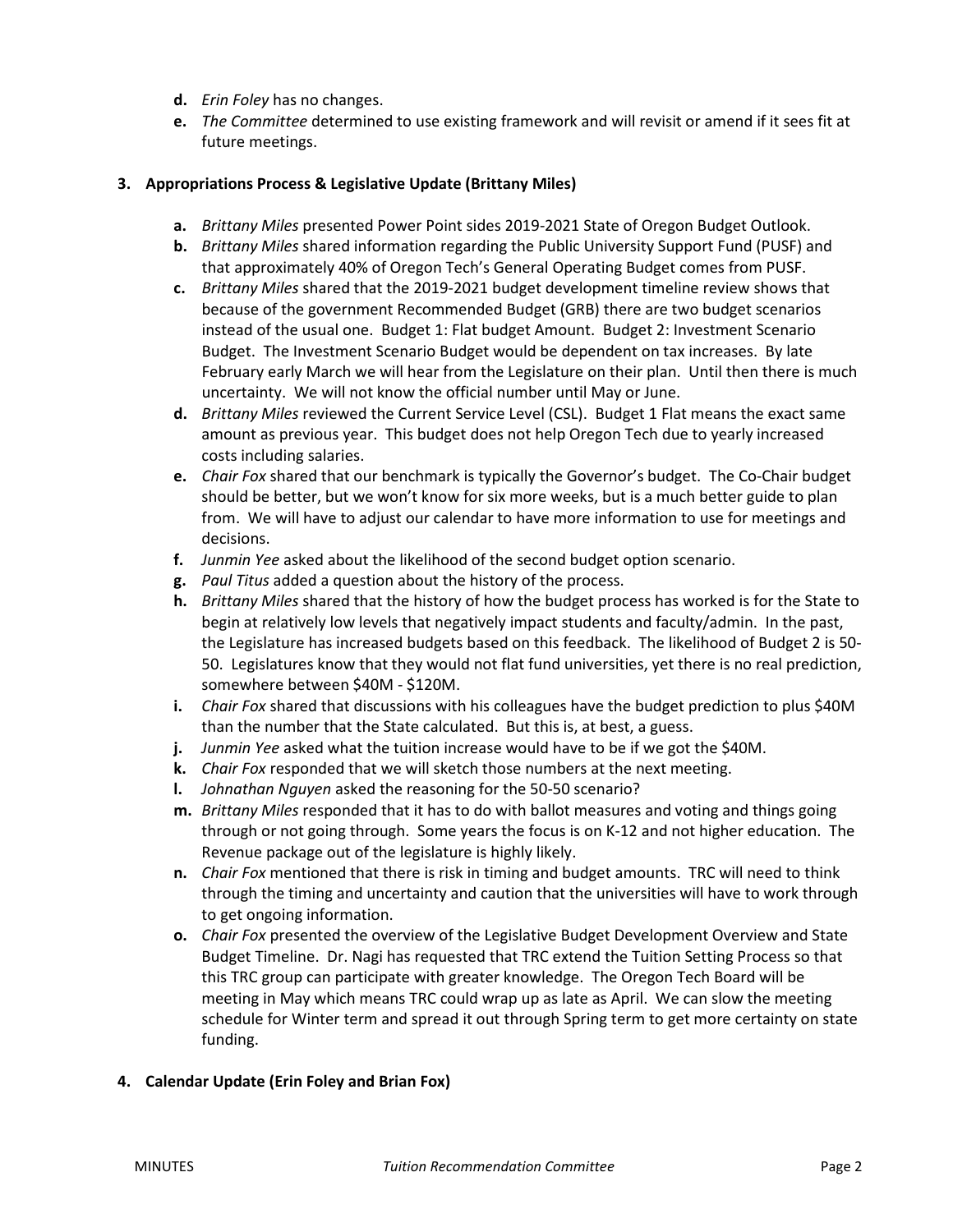- **d.** *Erin Foley* has no changes.
- **e.** *The Committee* determined to use existing framework and will revisit or amend if it sees fit at future meetings.

## 3. Appropriations Process & Legislative Update (Brittany Miles)

- **a.** *Brittany Miles* presented Power Point sides 2019-2021 State of Oregon Budget Outlook.
- **b.** *Brittany Miles* shared information regarding the Public University Support Fund (PUSF) and that approximately 40% of Oregon Tech's General Operating Budget comes from PUSF.
- **c.** *Brittany Miles* shared that the 2019-2021 budget development timeline review shows that because of the government Recommended Budget (GRB) there are two budget scenarios instead of the usual one. Budget 1: Flat budget Amount. Budget 2: Investment Scenario Budget. The Investment Scenario Budget would be dependent on tax increases. By late February early March we will hear from the Legislature on their plan. Until then there is much uncertainty. We will not know the official number until May or June.
- **d.** *Brittany Miles* reviewed the Current Service Level (CSL). Budget 1 Flat means the exact same amount as previous year. This budget does not help Oregon Tech due to yearly increased costs including salaries.
- **e.** *Chair Fox* shared that our benchmark is typically the Governor's budget. The Co-Chair budget should be better, but we won't know for six more weeks, but is a much better guide to plan from. We will have to adjust our calendar to have more information to use for meetings and decisions.
- **f.** *Junmin Yee* asked about the likelihood of the second budget option scenario.
- **g.** *Paul Titus* added a question about the history of the process.
- **h.** *Brittany Miles* shared that the history of how the budget process has worked is for the State to begin at relatively low levels that negatively impact students and faculty/admin. In the past, the Legislature has increased budgets based on this feedback. The likelihood of Budget 2 is 50-50. Legislatures know that they would not flat fund universities, yet there is no real prediction, somewhere between $40M - $120M.
- **i.** *Chair Fox* shared that discussions with his colleagues have the budget prediction to plus $40M than the number that the State calculated. But this is, at best, a guess.
- **j.** *Junmin Yee* asked what the tuition increase would have to be if we got the $40M.
- **k.** *Chair Fox* responded that we will sketch those numbers at the next meeting.
- **l.** *Johnathan Nguyen* asked the reasoning for the 50-50 scenario?
- **m.** *Brittany Miles* responded that it has to do with ballot measures and voting and things going through or not going through. Some years the focus is on K-12 and not higher education. The Revenue package out of the legislature is highly likely.
- **n.** *Chair Fox* mentioned that there is risk in timing and budget amounts. TRC will need to think through the timing and uncertainty and caution that the universities will have to work through to get ongoing information.
- **o.** *Chair Fox* presented the overview of the Legislative Budget Development Overview and State Budget Timeline. Dr. Nagi has requested that TRC extend the Tuition Setting Process so that this TRC group can participate with greater knowledge. The Oregon Tech Board will be meeting in May which means TRC could wrap up as late as April. We can slow the meeting schedule for Winter term and spread it out through Spring term to get more certainty on state funding.

## 4. Calendar Update (Erin Foley and Brian Fox)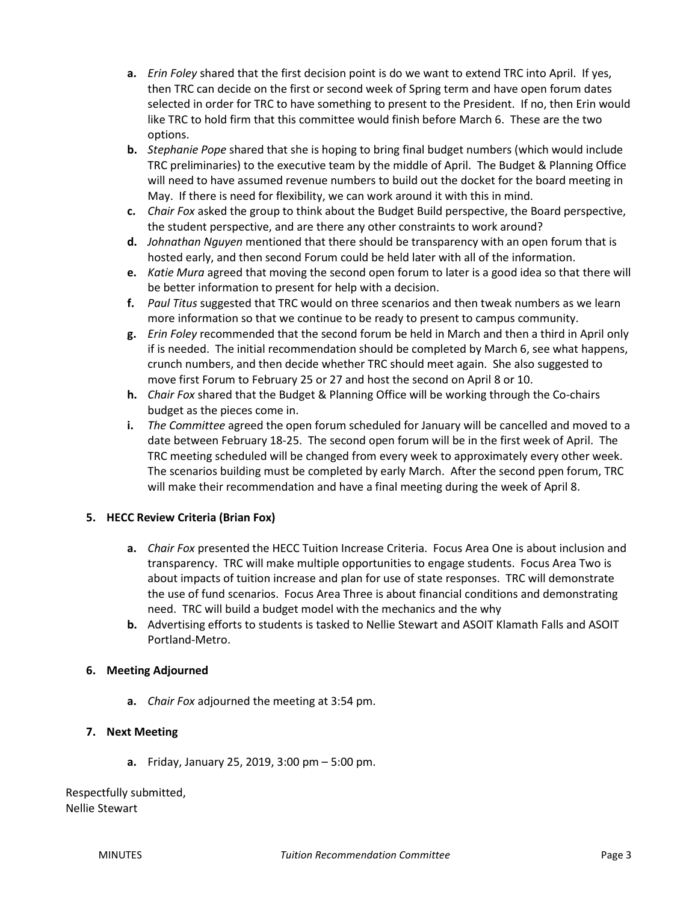a. *Erin Foley* shared that the first decision point is do we want to extend TRC into April. If yes, then TRC can decide on the first or second week of Spring term and have open forum dates selected in order for TRC to have something to present to the President. If no, then Erin would like TRC to hold firm that this committee would finish before March 6. These are the two options.

b. *Stephanie Pope* shared that she is hoping to bring final budget numbers (which would include TRC preliminaries) to the executive team by the middle of April. The Budget & Planning Office will need to have assumed revenue numbers to build out the docket for the board meeting in May. If there is need for flexibility, we can work around it with this in mind.

c. *Chair Fox* asked the group to think about the Budget Build perspective, the Board perspective, the student perspective, and are there any other constraints to work around?

d. *Johnathan Nguyen* mentioned that there should be transparency with an open forum that is hosted early, and then second Forum could be held later with all of the information.

e. *Katie Mura* agreed that moving the second open forum to later is a good idea so that there will be better information to present for help with a decision.

f. *Paul Titus* suggested that TRC would on three scenarios and then tweak numbers as we learn more information so that we continue to be ready to present to campus community.

g. *Erin Foley* recommended that the second forum be held in March and then a third in April only if is needed. The initial recommendation should be completed by March 6, see what happens, crunch numbers, and then decide whether TRC should meet again. She also suggested to move first Forum to February 25 or 27 and host the second on April 8 or 10.

h. *Chair Fox* shared that the Budget & Planning Office will be working through the Co-chairs budget as the pieces come in.

i. *The Committee* agreed the open forum scheduled for January will be cancelled and moved to a date between February 18-25. The second open forum will be in the first week of April. The TRC meeting scheduled will be changed from every week to approximately every other week. The scenarios building must be completed by early March. After the second ppen forum, TRC will make their recommendation and have a final meeting during the week of April 8.

**5. HECC Review Criteria (Brian Fox)**

a. *Chair Fox* presented the HECC Tuition Increase Criteria. Focus Area One is about inclusion and transparency. TRC will make multiple opportunities to engage students. Focus Area Two is about impacts of tuition increase and plan for use of state responses. TRC will demonstrate the use of fund scenarios. Focus Area Three is about financial conditions and demonstrating need. TRC will build a budget model with the mechanics and the why

b. Advertising efforts to students is tasked to Nellie Stewart and ASOIT Klamath Falls and ASOIT Portland-Metro.

**6. Meeting Adjourned**

a. *Chair Fox* adjourned the meeting at 3:54 pm.

**7. Next Meeting**

a. Friday, January 25, 2019, 3:00 pm – 5:00 pm.

Respectfully submitted,
Nellie Stewart